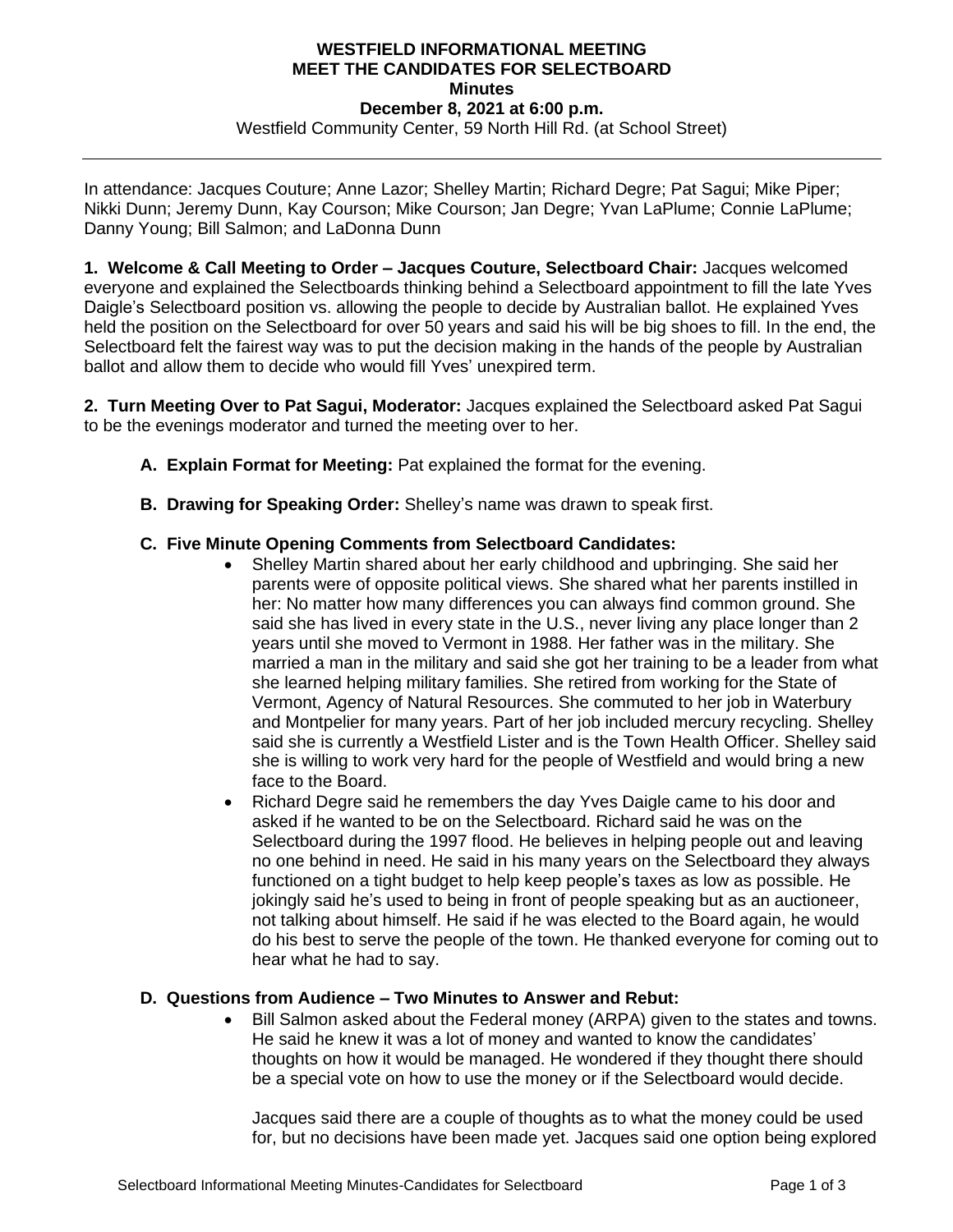# WESTFIELD INFORMATIONAL MEETING
## MEET THE CANDIDATES FOR SELECTBOARD
### Minutes
### December 8, 2021 at 6:00 p.m.

Westfield Community Center, 59 North Hill Rd. (at School Street)

---

In attendance: Jacques Couture; Anne Lazor; Shelley Martin; Richard Degre; Pat Sagui; Mike Piper; Nikki Dunn; Jeremy Dunn, Kay Courson; Mike Courson; Jan Degre; Yvan LaPlume; Connie LaPlume; Danny Young; Bill Salmon; and LaDonna Dunn

**1. Welcome & Call Meeting to Order – Jacques Couture, Selectboard Chair:** Jacques welcomed everyone and explained the Selectboards thinking behind a Selectboard appointment to fill the late Yves Daigle's Selectboard position vs. allowing the people to decide by Australian ballot. He explained Yves held the position on the Selectboard for over 50 years and said his will be big shoes to fill. In the end, the Selectboard felt the fairest way was to put the decision making in the hands of the people by Australian ballot and allow them to decide who would fill Yves' unexpired term.

**2. Turn Meeting Over to Pat Sagui, Moderator:** Jacques explained the Selectboard asked Pat Sagui to be the evenings moderator and turned the meeting over to her.

**A. Explain Format for Meeting:** Pat explained the format for the evening.

**B. Drawing for Speaking Order:** Shelley's name was drawn to speak first.

**C. Five Minute Opening Comments from Selectboard Candidates:**

- Shelley Martin shared about her early childhood and upbringing. She said her parents were of opposite political views. She shared what her parents instilled in her: No matter how many differences you can always find common ground. She said she has lived in every state in the U.S., never living any place longer than 2 years until she moved to Vermont in 1988. Her father was in the military. She married a man in the military and said she got her training to be a leader from what she learned helping military families. She retired from working for the State of Vermont, Agency of Natural Resources. She commuted to her job in Waterbury and Montpelier for many years. Part of her job included mercury recycling. Shelley said she is currently a Westfield Lister and is the Town Health Officer. Shelley said she is willing to work very hard for the people of Westfield and would bring a new face to the Board.
- Richard Degre said he remembers the day Yves Daigle came to his door and asked if he wanted to be on the Selectboard. Richard said he was on the Selectboard during the 1997 flood. He believes in helping people out and leaving no one behind in need. He said in his many years on the Selectboard they always functioned on a tight budget to help keep people's taxes as low as possible. He jokingly said he's used to being in front of people speaking but as an auctioneer, not talking about himself. He said if he was elected to the Board again, he would do his best to serve the people of the town. He thanked everyone for coming out to hear what he had to say.

**D. Questions from Audience – Two Minutes to Answer and Rebut:**

- Bill Salmon asked about the Federal money (ARPA) given to the states and towns. He said he knew it was a lot of money and wanted to know the candidates' thoughts on how it would be managed. He wondered if they thought there should be a special vote on how to use the money or if the Selectboard would decide.

  Jacques said there are a couple of thoughts as to what the money could be used for, but no decisions have been made yet. Jacques said one option being explored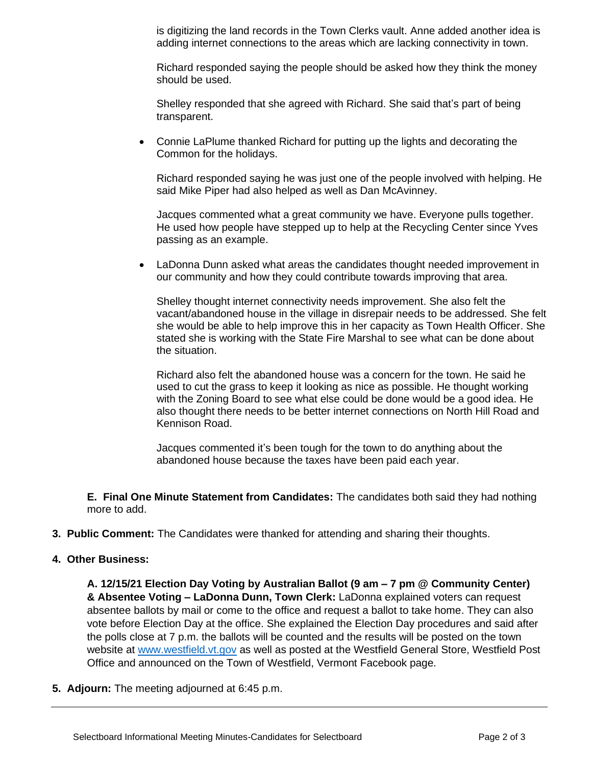is digitizing the land records in the Town Clerks vault. Anne added another idea is adding internet connections to the areas which are lacking connectivity in town.

Richard responded saying the people should be asked how they think the money should be used.

Shelley responded that she agreed with Richard. She said that's part of being transparent.

- Connie LaPlume thanked Richard for putting up the lights and decorating the Common for the holidays.

  Richard responded saying he was just one of the people involved with helping. He said Mike Piper had also helped as well as Dan McAvinney.

  Jacques commented what a great community we have. Everyone pulls together. He used how people have stepped up to help at the Recycling Center since Yves passing as an example.

- LaDonna Dunn asked what areas the candidates thought needed improvement in our community and how they could contribute towards improving that area.

  Shelley thought internet connectivity needs improvement. She also felt the vacant/abandoned house in the village in disrepair needs to be addressed. She felt she would be able to help improve this in her capacity as Town Health Officer. She stated she is working with the State Fire Marshal to see what can be done about the situation.

  Richard also felt the abandoned house was a concern for the town. He said he used to cut the grass to keep it looking as nice as possible. He thought working with the Zoning Board to see what else could be done would be a good idea. He also thought there needs to be better internet connections on North Hill Road and Kennison Road.

  Jacques commented it's been tough for the town to do anything about the abandoned house because the taxes have been paid each year.

**E. Final One Minute Statement from Candidates:** The candidates both said they had nothing more to add.

**3. Public Comment:** The Candidates were thanked for attending and sharing their thoughts.

**4. Other Business:**

**A. 12/15/21 Election Day Voting by Australian Ballot (9 am – 7 pm @ Community Center) & Absentee Voting – LaDonna Dunn, Town Clerk:** LaDonna explained voters can request absentee ballots by mail or come to the office and request a ballot to take home. They can also vote before Election Day at the office. She explained the Election Day procedures and said after the polls close at 7 p.m. the ballots will be counted and the results will be posted on the town website at www.westfield.vt.gov as well as posted at the Westfield General Store, Westfield Post Office and announced on the Town of Westfield, Vermont Facebook page.

**5. Adjourn:** The meeting adjourned at 6:45 p.m.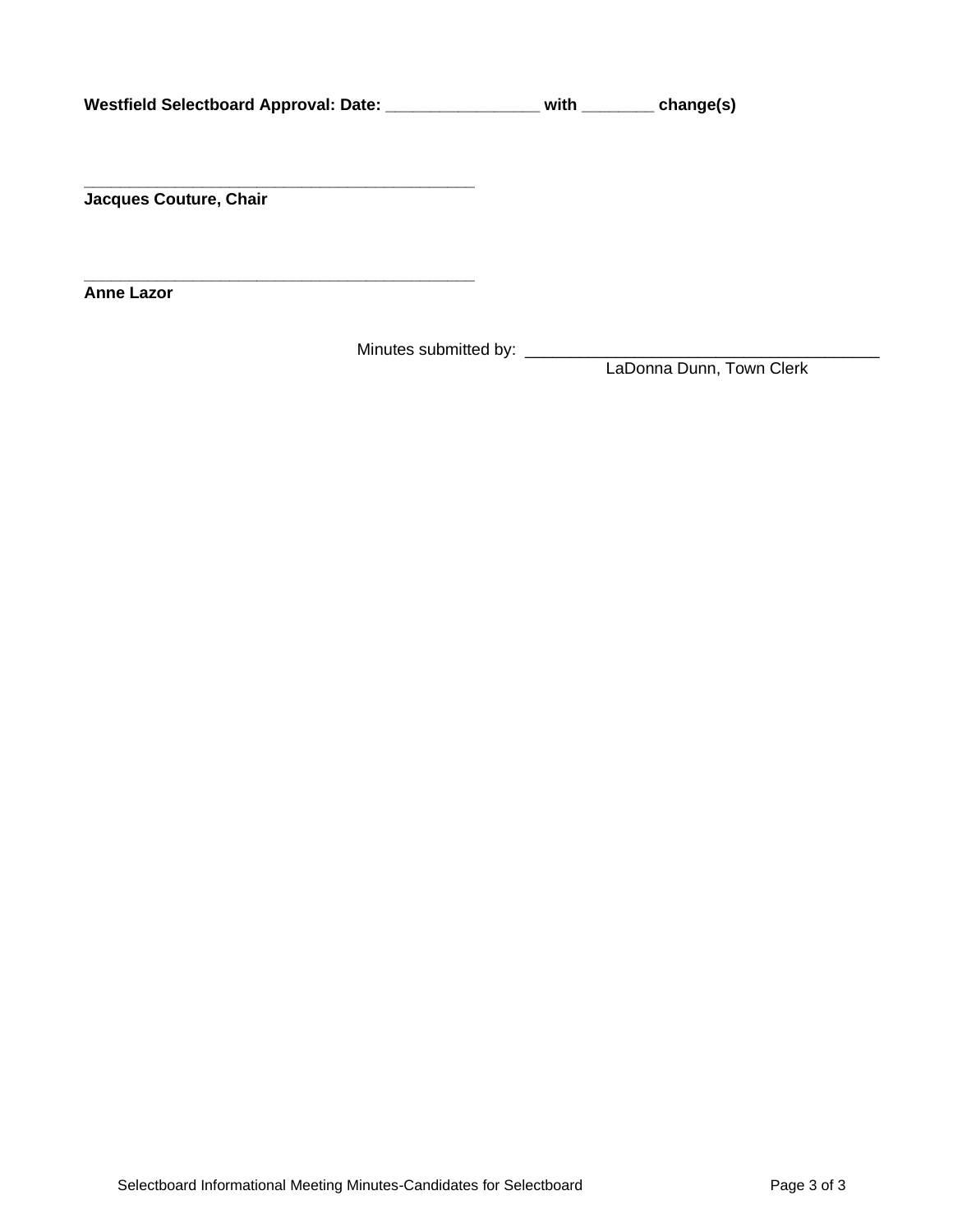**Westfield Selectboard Approval: Date: ________________ with _______ change(s)**

_____________________________________________
**Jacques Couture, Chair**

_____________________________________________
**Anne Lazor**

Minutes submitted by: ________________________________________
LaDonna Dunn, Town Clerk